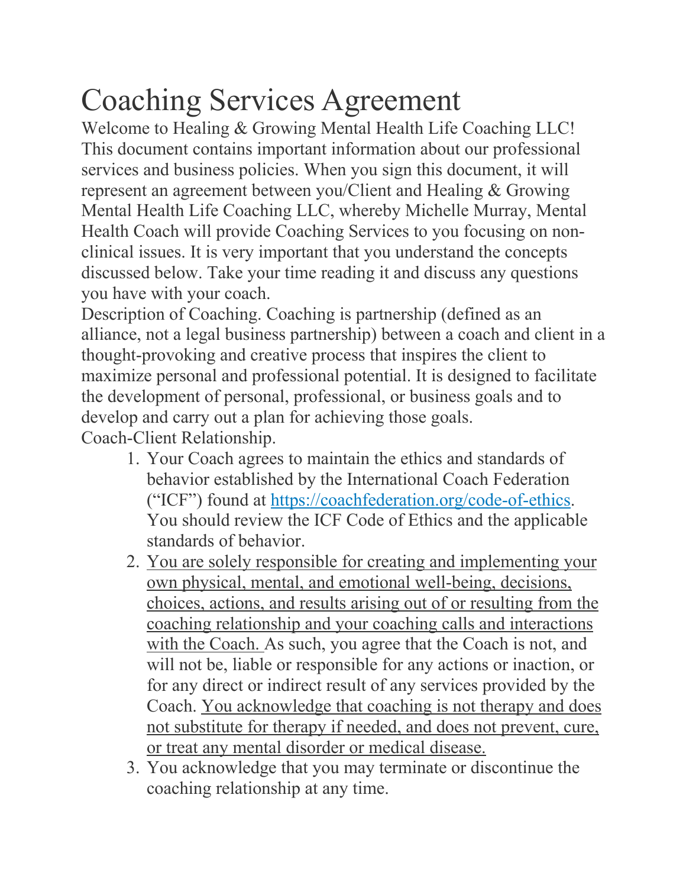# Coaching Services Agreement

Welcome to Healing & Growing Mental Health Life Coaching LLC! This document contains important information about our professional services and business policies. When you sign this document, it will represent an agreement between you/Client and Healing & Growing Mental Health Life Coaching LLC, whereby Michelle Murray, Mental Health Coach will provide Coaching Services to you focusing on non-clinical issues. It is very important that you understand the concepts discussed below. Take your time reading it and discuss any questions you have with your coach.

Description of Coaching. Coaching is partnership (defined as an alliance, not a legal business partnership) between a coach and client in a thought-provoking and creative process that inspires the client to maximize personal and professional potential. It is designed to facilitate the development of personal, professional, or business goals and to develop and carry out a plan for achieving those goals.

Coach-Client Relationship.

1. Your Coach agrees to maintain the ethics and standards of behavior established by the International Coach Federation ("ICF") found at [https://coachfederation.org/code-of-ethics](https://coachfederation.org/code-of-ethics). You should review the ICF Code of Ethics and the applicable standards of behavior.
2. <u>You are solely responsible for creating and implementing your own physical, mental, and emotional well-being, decisions, choices, actions, and results arising out of or resulting from the coaching relationship and your coaching calls and interactions with the Coach.</u> As such, you agree that the Coach is not, and will not be, liable or responsible for any actions or inaction, or for any direct or indirect result of any services provided by the Coach. <u>You acknowledge that coaching is not therapy and does not substitute for therapy if needed, and does not prevent, cure, or treat any mental disorder or medical disease.</u>
3. You acknowledge that you may terminate or discontinue the coaching relationship at any time.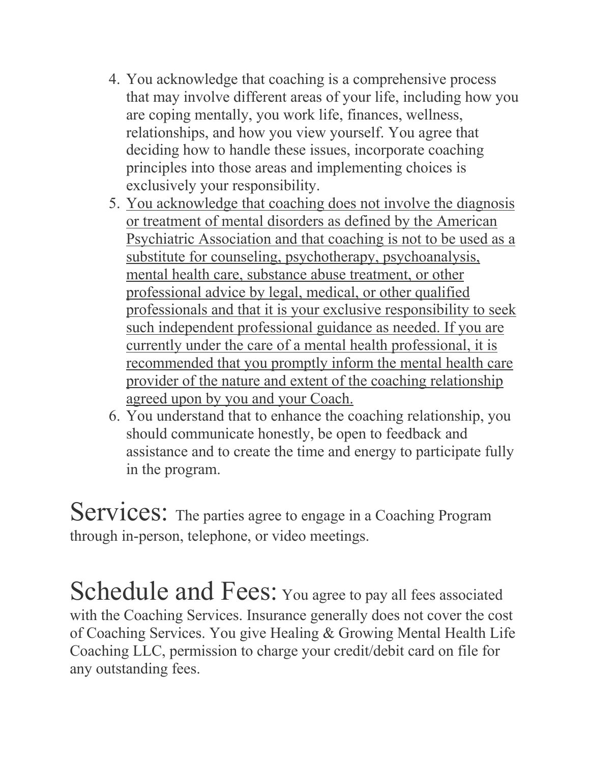4. You acknowledge that coaching is a comprehensive process that may involve different areas of your life, including how you are coping mentally, you work life, finances, wellness, relationships, and how you view yourself. You agree that deciding how to handle these issues, incorporate coaching principles into those areas and implementing choices is exclusively your responsibility.
5. <u>You acknowledge that coaching does not involve the diagnosis or treatment of mental disorders as defined by the American Psychiatric Association and that coaching is not to be used as a substitute for counseling, psychotherapy, psychoanalysis, mental health care, substance abuse treatment, or other professional advice by legal, medical, or other qualified professionals and that it is your exclusive responsibility to seek such independent professional guidance as needed. If you are currently under the care of a mental health professional, it is recommended that you promptly inform the mental health care provider of the nature and extent of the coaching relationship agreed upon by you and your Coach.</u>
6. You understand that to enhance the coaching relationship, you should communicate honestly, be open to feedback and assistance and to create the time and energy to participate fully in the program.

**Services:** The parties agree to engage in a Coaching Program through in-person, telephone, or video meetings.

**Schedule and Fees:** You agree to pay all fees associated with the Coaching Services. Insurance generally does not cover the cost of Coaching Services. You give Healing & Growing Mental Health Life Coaching LLC, permission to charge your credit/debit card on file for any outstanding fees.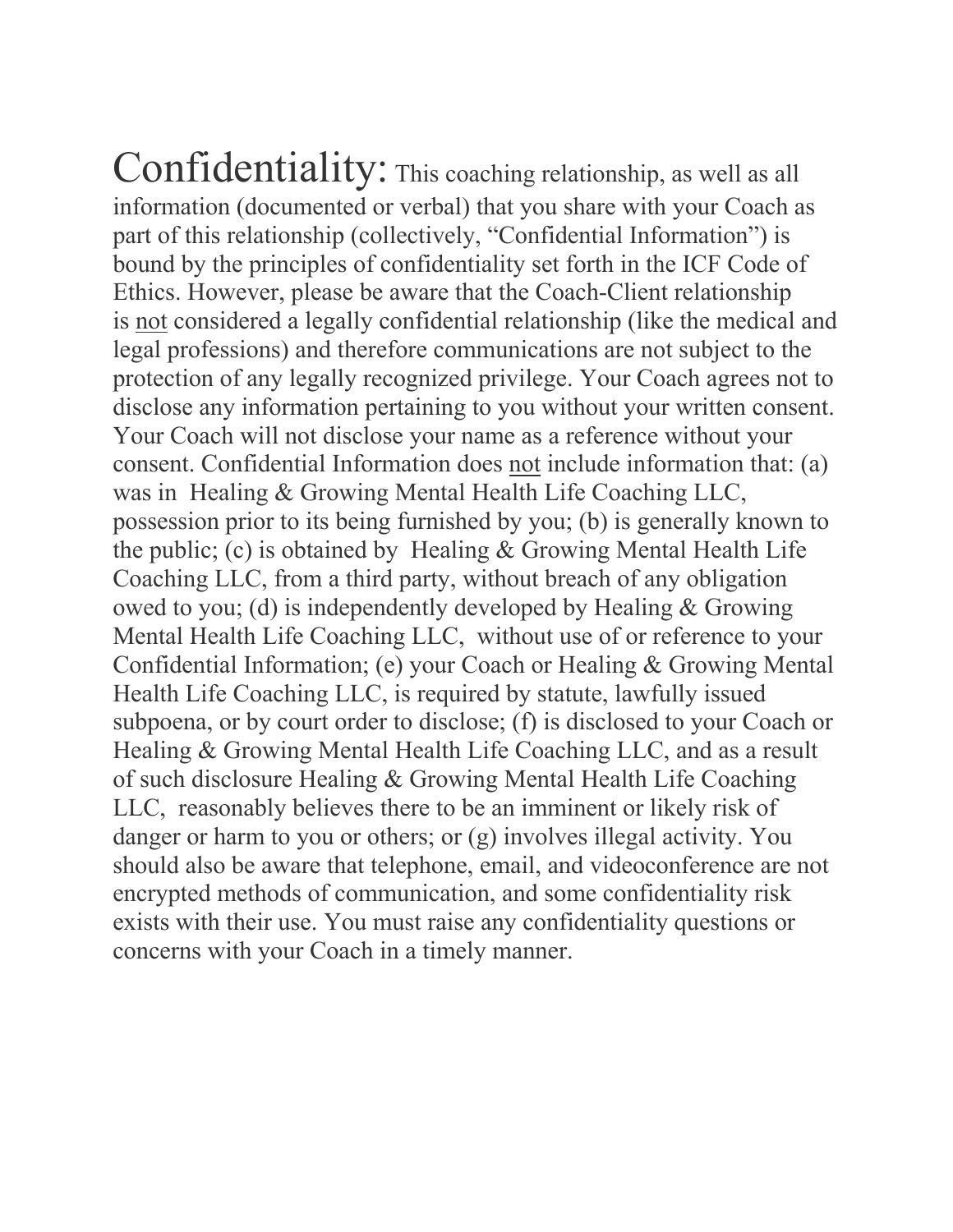Confidentiality: This coaching relationship, as well as all information (documented or verbal) that you share with your Coach as part of this relationship (collectively, "Confidential Information") is bound by the principles of confidentiality set forth in the ICF Code of Ethics. However, please be aware that the Coach-Client relationship is <u>not</u> considered a legally confidential relationship (like the medical and legal professions) and therefore communications are not subject to the protection of any legally recognized privilege. Your Coach agrees not to disclose any information pertaining to you without your written consent. Your Coach will not disclose your name as a reference without your consent. Confidential Information does <u>not</u> include information that: (a) was in Healing & Growing Mental Health Life Coaching LLC, possession prior to its being furnished by you; (b) is generally known to the public; (c) is obtained by Healing & Growing Mental Health Life Coaching LLC, from a third party, without breach of any obligation owed to you; (d) is independently developed by Healing & Growing Mental Health Life Coaching LLC, without use of or reference to your Confidential Information; (e) your Coach or Healing & Growing Mental Health Life Coaching LLC, is required by statute, lawfully issued subpoena, or by court order to disclose; (f) is disclosed to your Coach or Healing & Growing Mental Health Life Coaching LLC, and as a result of such disclosure Healing & Growing Mental Health Life Coaching LLC, reasonably believes there to be an imminent or likely risk of danger or harm to you or others; or (g) involves illegal activity. You should also be aware that telephone, email, and videoconference are not encrypted methods of communication, and some confidentiality risk exists with their use. You must raise any confidentiality questions or concerns with your Coach in a timely manner.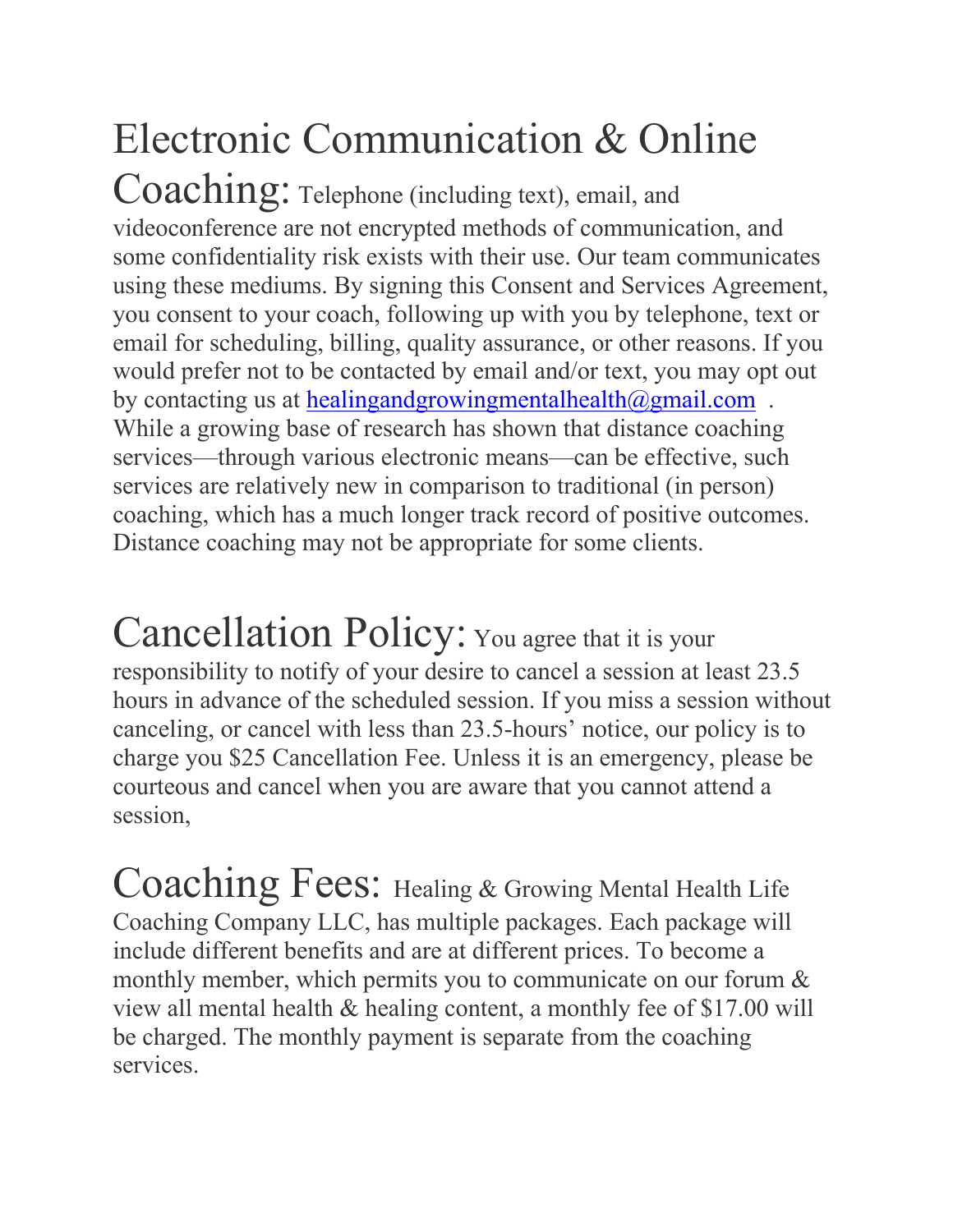**Electronic Communication & Online Coaching:** Telephone (including text), email, and videoconference are not encrypted methods of communication, and some confidentiality risk exists with their use. Our team communicates using these mediums. By signing this Consent and Services Agreement, you consent to your coach, following up with you by telephone, text or email for scheduling, billing, quality assurance, or other reasons. If you would prefer not to be contacted by email and/or text, you may opt out by contacting us at healingandgrowingmentalhealth@gmail.com . While a growing base of research has shown that distance coaching services—through various electronic means—can be effective, such services are relatively new in comparison to traditional (in person) coaching, which has a much longer track record of positive outcomes. Distance coaching may not be appropriate for some clients.

**Cancellation Policy:** You agree that it is your responsibility to notify of your desire to cancel a session at least 23.5 hours in advance of the scheduled session. If you miss a session without canceling, or cancel with less than 23.5-hours' notice, our policy is to charge you $25 Cancellation Fee. Unless it is an emergency, please be courteous and cancel when you are aware that you cannot attend a session,

**Coaching Fees:** Healing & Growing Mental Health Life Coaching Company LLC, has multiple packages. Each package will include different benefits and are at different prices. To become a monthly member, which permits you to communicate on our forum & view all mental health & healing content, a monthly fee of $17.00 will be charged. The monthly payment is separate from the coaching services.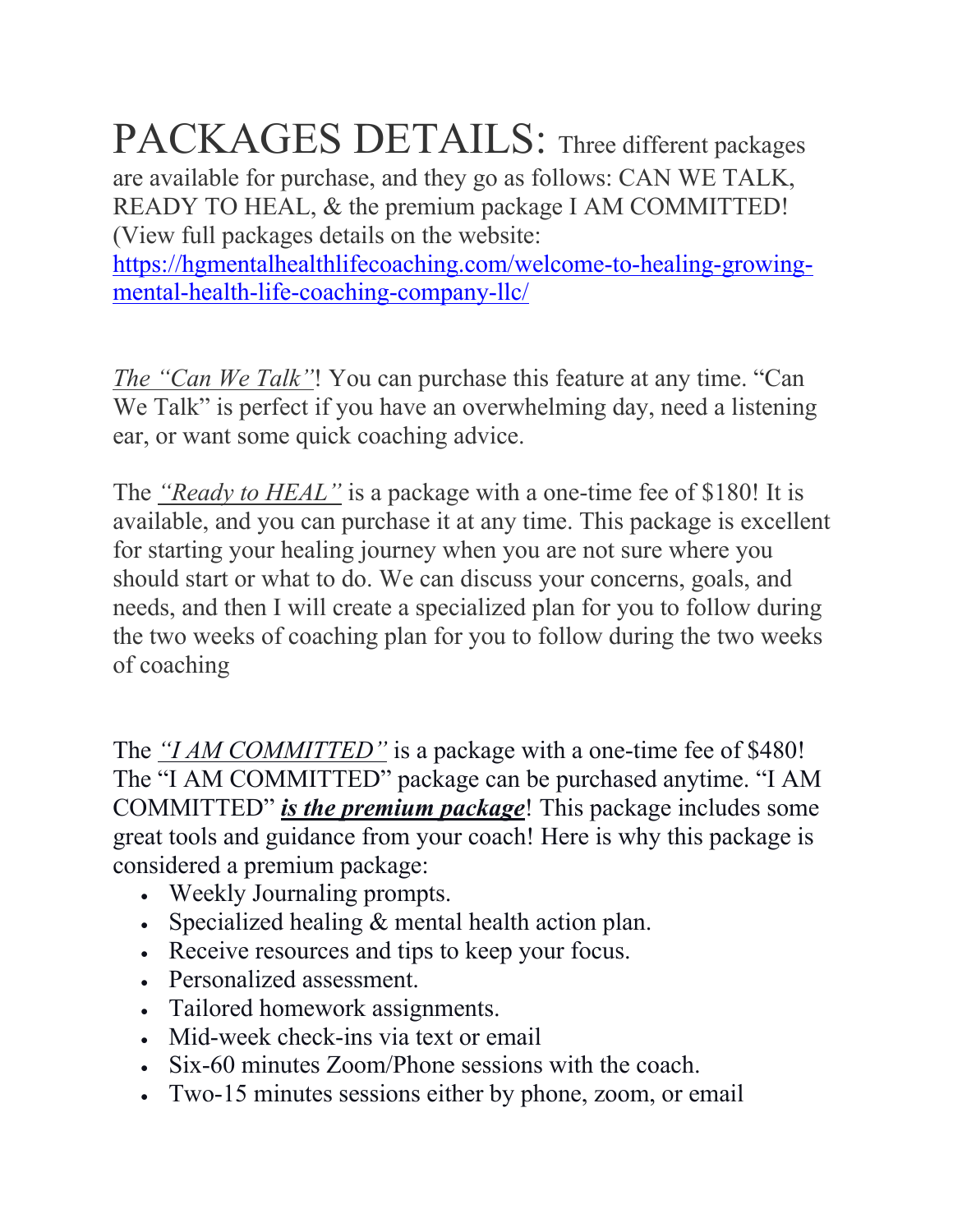# PACKAGES DETAILS: Three different packages are available for purchase, and they go as follows: CAN WE TALK, READY TO HEAL, & the premium package I AM COMMITTED! (View full packages details on the website: https://hgmentalhealthlifecoaching.com/welcome-to-healing-growing-mental-health-life-coaching-company-llc/

*The "Can We Talk"*! You can purchase this feature at any time. "Can We Talk" is perfect if you have an overwhelming day, need a listening ear, or want some quick coaching advice.

The *"Ready to HEAL"* is a package with a one-time fee of $180! It is available, and you can purchase it at any time. This package is excellent for starting your healing journey when you are not sure where you should start or what to do. We can discuss your concerns, goals, and needs, and then I will create a specialized plan for you to follow during the two weeks of coaching plan for you to follow during the two weeks of coaching

The *"I AM COMMITTED"* is a package with a one-time fee of $480! The "I AM COMMITTED" package can be purchased anytime. "I AM COMMITTED" ***is the premium package***! This package includes some great tools and guidance from your coach! Here is why this package is considered a premium package:

- Weekly Journaling prompts.
- Specialized healing & mental health action plan.
- Receive resources and tips to keep your focus.
- Personalized assessment.
- Tailored homework assignments.
- Mid-week check-ins via text or email
- Six-60 minutes Zoom/Phone sessions with the coach.
- Two-15 minutes sessions either by phone, zoom, or email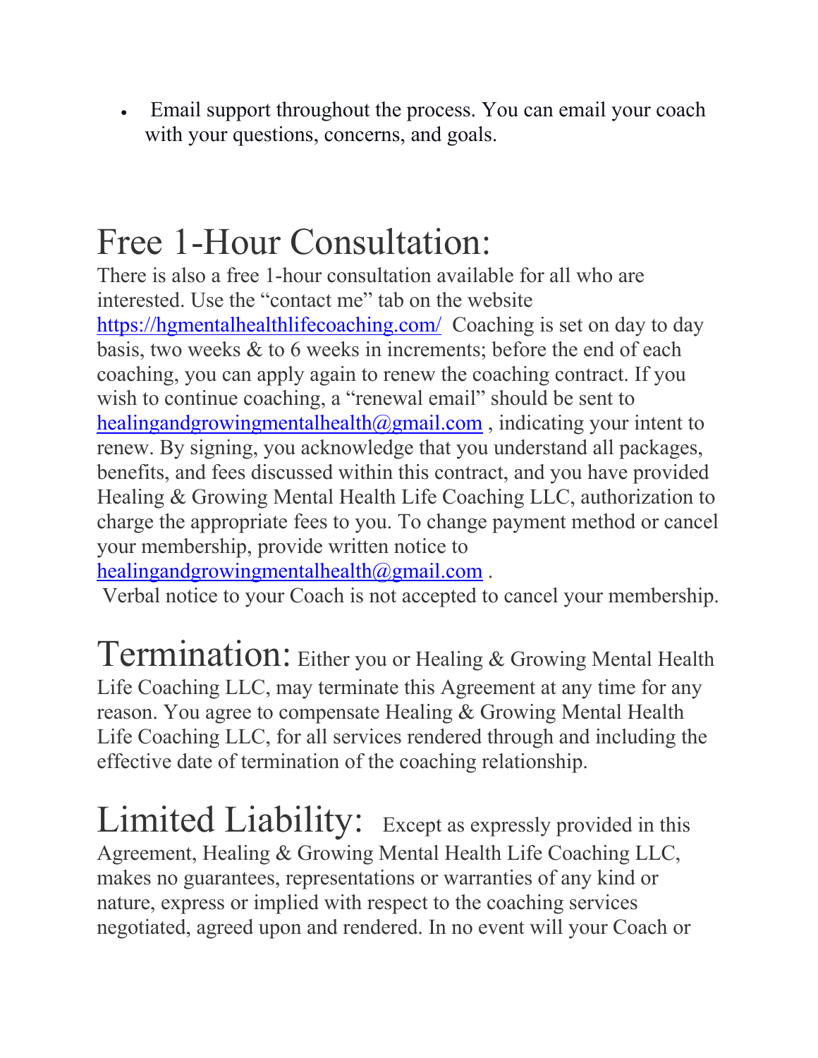- Email support throughout the process. You can email your coach with your questions, concerns, and goals.

# Free 1-Hour Consultation:

There is also a free 1-hour consultation available for all who are interested. Use the "contact me" tab on the website https://hgmentalhealthlifecoaching.com/ Coaching is set on day to day basis, two weeks & to 6 weeks in increments; before the end of each coaching, you can apply again to renew the coaching contract. If you wish to continue coaching, a "renewal email" should be sent to healingandgrowingmentalhealth@gmail.com , indicating your intent to renew. By signing, you acknowledge that you understand all packages, benefits, and fees discussed within this contract, and you have provided Healing & Growing Mental Health Life Coaching LLC, authorization to charge the appropriate fees to you. To change payment method or cancel your membership, provide written notice to healingandgrowingmentalhealth@gmail.com .

Verbal notice to your Coach is not accepted to cancel your membership.

# Termination:

Either you or Healing & Growing Mental Health Life Coaching LLC, may terminate this Agreement at any time for any reason. You agree to compensate Healing & Growing Mental Health Life Coaching LLC, for all services rendered through and including the effective date of termination of the coaching relationship.

# Limited Liability:

Except as expressly provided in this Agreement, Healing & Growing Mental Health Life Coaching LLC, makes no guarantees, representations or warranties of any kind or nature, express or implied with respect to the coaching services negotiated, agreed upon and rendered. In no event will your Coach or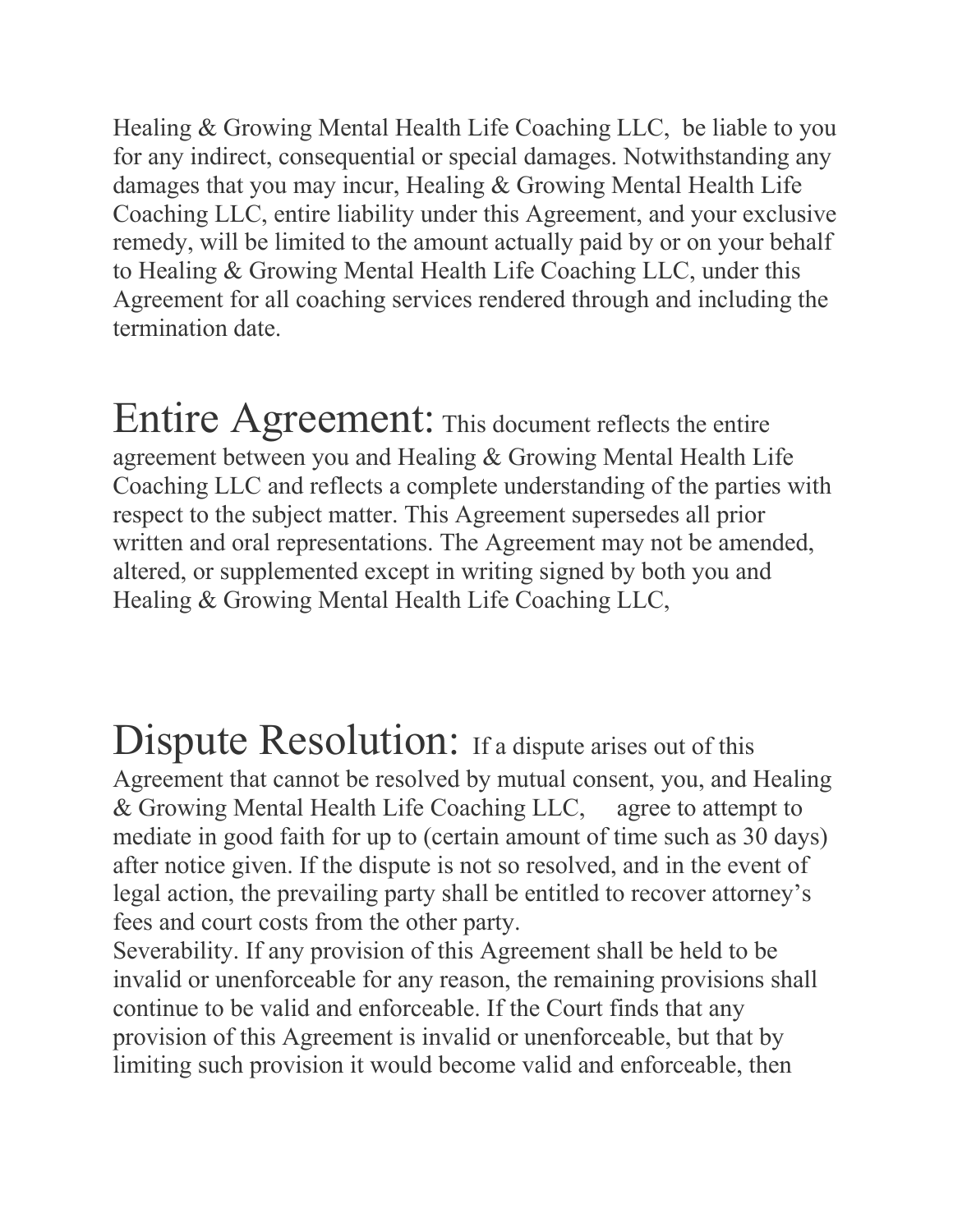Healing & Growing Mental Health Life Coaching LLC, be liable to you for any indirect, consequential or special damages. Notwithstanding any damages that you may incur, Healing & Growing Mental Health Life Coaching LLC, entire liability under this Agreement, and your exclusive remedy, will be limited to the amount actually paid by or on your behalf to Healing & Growing Mental Health Life Coaching LLC, under this Agreement for all coaching services rendered through and including the termination date.

## Entire Agreement:

This document reflects the entire agreement between you and Healing & Growing Mental Health Life Coaching LLC and reflects a complete understanding of the parties with respect to the subject matter. This Agreement supersedes all prior written and oral representations. The Agreement may not be amended, altered, or supplemented except in writing signed by both you and Healing & Growing Mental Health Life Coaching LLC,

## Dispute Resolution:

If a dispute arises out of this Agreement that cannot be resolved by mutual consent, you, and Healing & Growing Mental Health Life Coaching LLC, agree to attempt to mediate in good faith for up to (certain amount of time such as 30 days) after notice given. If the dispute is not so resolved, and in the event of legal action, the prevailing party shall be entitled to recover attorney's fees and court costs from the other party.

Severability. If any provision of this Agreement shall be held to be invalid or unenforceable for any reason, the remaining provisions shall continue to be valid and enforceable. If the Court finds that any provision of this Agreement is invalid or unenforceable, but that by limiting such provision it would become valid and enforceable, then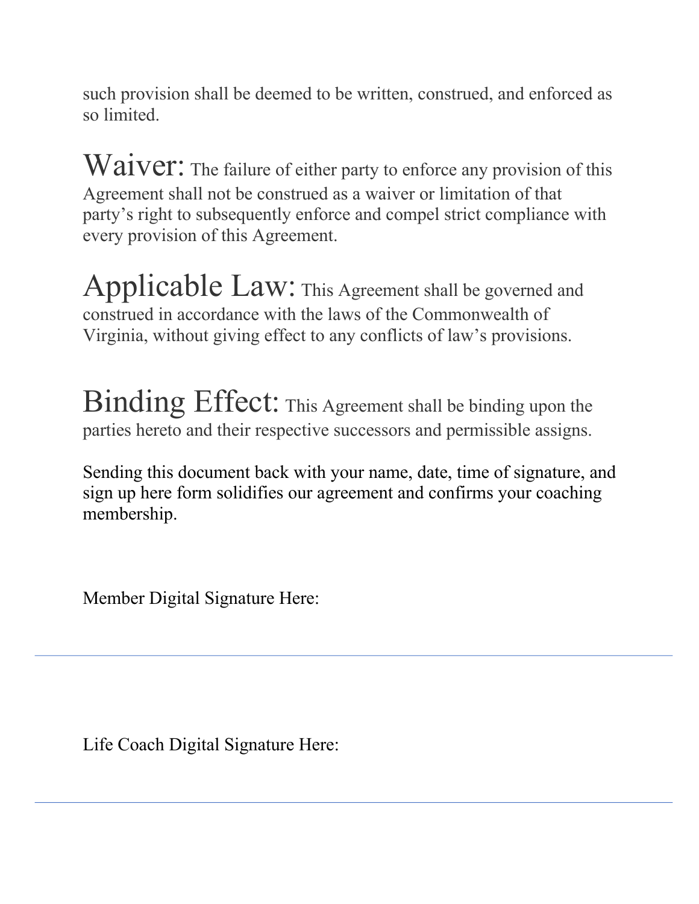such provision shall be deemed to be written, construed, and enforced as so limited.

**Waiver:** The failure of either party to enforce any provision of this Agreement shall not be construed as a waiver or limitation of that party's right to subsequently enforce and compel strict compliance with every provision of this Agreement.

**Applicable Law:** This Agreement shall be governed and construed in accordance with the laws of the Commonwealth of Virginia, without giving effect to any conflicts of law's provisions.

**Binding Effect:** This Agreement shall be binding upon the parties hereto and their respective successors and permissible assigns.

Sending this document back with your name, date, time of signature, and sign up here form solidifies our agreement and confirms your coaching membership.

Member Digital Signature Here:

---

Life Coach Digital Signature Here:

---